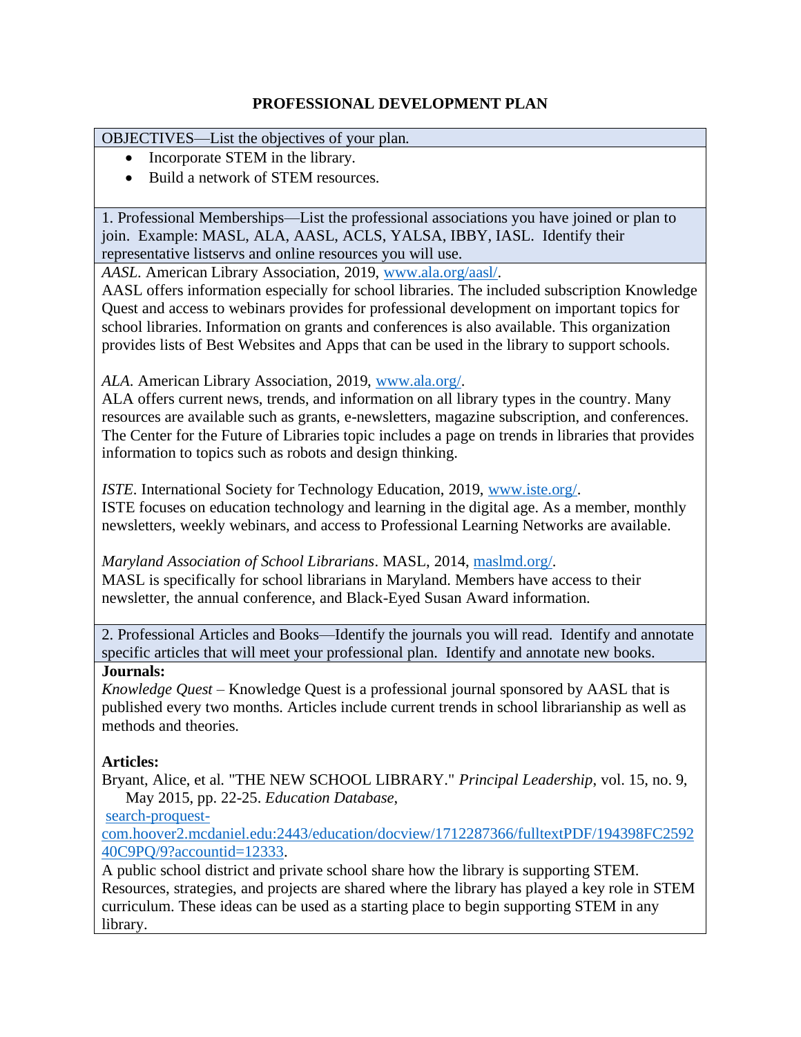# PROFESSIONAL DEVELOPMENT PLAN

OBJECTIVES—List the objectives of your plan.

- Incorporate STEM in the library.
- Build a network of STEM resources.

1. Professional Memberships—List the professional associations you have joined or plan to join. Example: MASL, ALA, AASL, ACLS, YALSA, IBBY, IASL. Identify their representative listservs and online resources you will use.

*AASL*. American Library Association, 2019, [www.ala.org/aasl/](www.ala.org/aasl/).
AASL offers information especially for school libraries. The included subscription Knowledge Quest and access to webinars provides for professional development on important topics for school libraries. Information on grants and conferences is also available. This organization provides lists of Best Websites and Apps that can be used in the library to support schools.

*ALA*. American Library Association, 2019, [www.ala.org/](www.ala.org/).
ALA offers current news, trends, and information on all library types in the country. Many resources are available such as grants, e-newsletters, magazine subscription, and conferences. The Center for the Future of Libraries topic includes a page on trends in libraries that provides information to topics such as robots and design thinking.

*ISTE*. International Society for Technology Education, 2019, [www.iste.org/](www.iste.org/).
ISTE focuses on education technology and learning in the digital age. As a member, monthly newsletters, weekly webinars, and access to Professional Learning Networks are available.

*Maryland Association of School Librarians*. MASL, 2014, [maslmd.org/](maslmd.org/).
MASL is specifically for school librarians in Maryland. Members have access to their newsletter, the annual conference, and Black-Eyed Susan Award information.

2. Professional Articles and Books—Identify the journals you will read. Identify and annotate specific articles that will meet your professional plan. Identify and annotate new books.

**Journals:**

*Knowledge Quest* – Knowledge Quest is a professional journal sponsored by AASL that is published every two months. Articles include current trends in school librarianship as well as methods and theories.

**Articles:**

Bryant, Alice, et al. "THE NEW SCHOOL LIBRARY." *Principal Leadership*, vol. 15, no. 9, May 2015, pp. 22-25. *Education Database*, [search-proquest-com.hoover2.mcdaniel.edu:2443/education/docview/1712287366/fulltextPDF/194398FC259240C9PQ/9?accountid=12333](search-proquest-com.hoover2.mcdaniel.edu:2443/education/docview/1712287366/fulltextPDF/194398FC259240C9PQ/9?accountid=12333).
A public school district and private school share how the library is supporting STEM. Resources, strategies, and projects are shared where the library has played a key role in STEM curriculum. These ideas can be used as a starting place to begin supporting STEM in any library.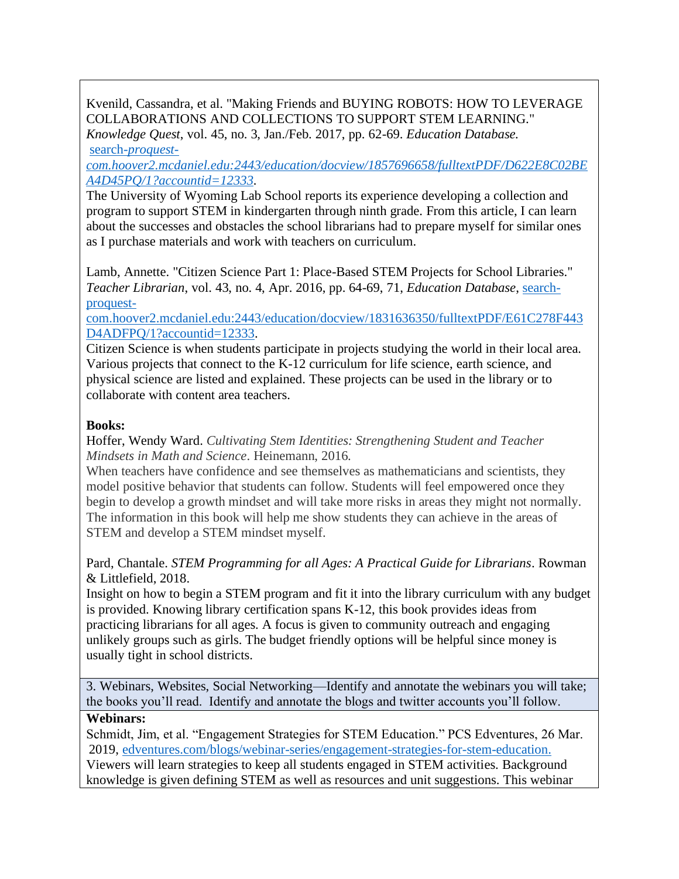Kvenild, Cassandra, et al. "Making Friends and BUYING ROBOTS: HOW TO LEVERAGE COLLABORATIONS AND COLLECTIONS TO SUPPORT STEM LEARNING." *Knowledge Quest*, vol. 45, no. 3, Jan./Feb. 2017, pp. 62-69. *Education Database.* [search-*proquest-com.hoover2.mcdaniel.edu:2443/education/docview/1857696658/fulltextPDF/D622E8C02BEA4D45PQ/1?accountid=12333*](search-proquest-com.hoover2.mcdaniel.edu:2443/education/docview/1857696658/fulltextPDF/D622E8C02BEA4D45PQ/1?accountid=12333).

The University of Wyoming Lab School reports its experience developing a collection and program to support STEM in kindergarten through ninth grade. From this article, I can learn about the successes and obstacles the school librarians had to prepare myself for similar ones as I purchase materials and work with teachers on curriculum.

Lamb, Annette. "Citizen Science Part 1: Place-Based STEM Projects for School Libraries." *Teacher Librarian*, vol. 43, no. 4, Apr. 2016, pp. 64-69, 71, *Education Database*, [search-proquest-com.hoover2.mcdaniel.edu:2443/education/docview/1831636350/fulltextPDF/E61C278F443D4ADFPQ/1?accountid=12333](search-proquest-com.hoover2.mcdaniel.edu:2443/education/docview/1831636350/fulltextPDF/E61C278F443D4ADFPQ/1?accountid=12333).

Citizen Science is when students participate in projects studying the world in their local area. Various projects that connect to the K-12 curriculum for life science, earth science, and physical science are listed and explained. These projects can be used in the library or to collaborate with content area teachers.

**Books:**

Hoffer, Wendy Ward. *Cultivating Stem Identities: Strengthening Student and Teacher Mindsets in Math and Science*. Heinemann, 2016.

When teachers have confidence and see themselves as mathematicians and scientists, they model positive behavior that students can follow. Students will feel empowered once they begin to develop a growth mindset and will take more risks in areas they might not normally. The information in this book will help me show students they can achieve in the areas of STEM and develop a STEM mindset myself.

Pard, Chantale. *STEM Programming for all Ages: A Practical Guide for Librarians*. Rowman & Littlefield, 2018.

Insight on how to begin a STEM program and fit it into the library curriculum with any budget is provided. Knowing library certification spans K-12, this book provides ideas from practicing librarians for all ages. A focus is given to community outreach and engaging unlikely groups such as girls. The budget friendly options will be helpful since money is usually tight in school districts.

3. Webinars, Websites, Social Networking—Identify and annotate the webinars you will take; the books you'll read. Identify and annotate the blogs and twitter accounts you'll follow.

**Webinars:**

Schmidt, Jim, et al. "Engagement Strategies for STEM Education." PCS Edventures, 26 Mar. 2019, [edventures.com/blogs/webinar-series/engagement-strategies-for-stem-education.](edventures.com/blogs/webinar-series/engagement-strategies-for-stem-education)

Viewers will learn strategies to keep all students engaged in STEM activities. Background knowledge is given defining STEM as well as resources and unit suggestions. This webinar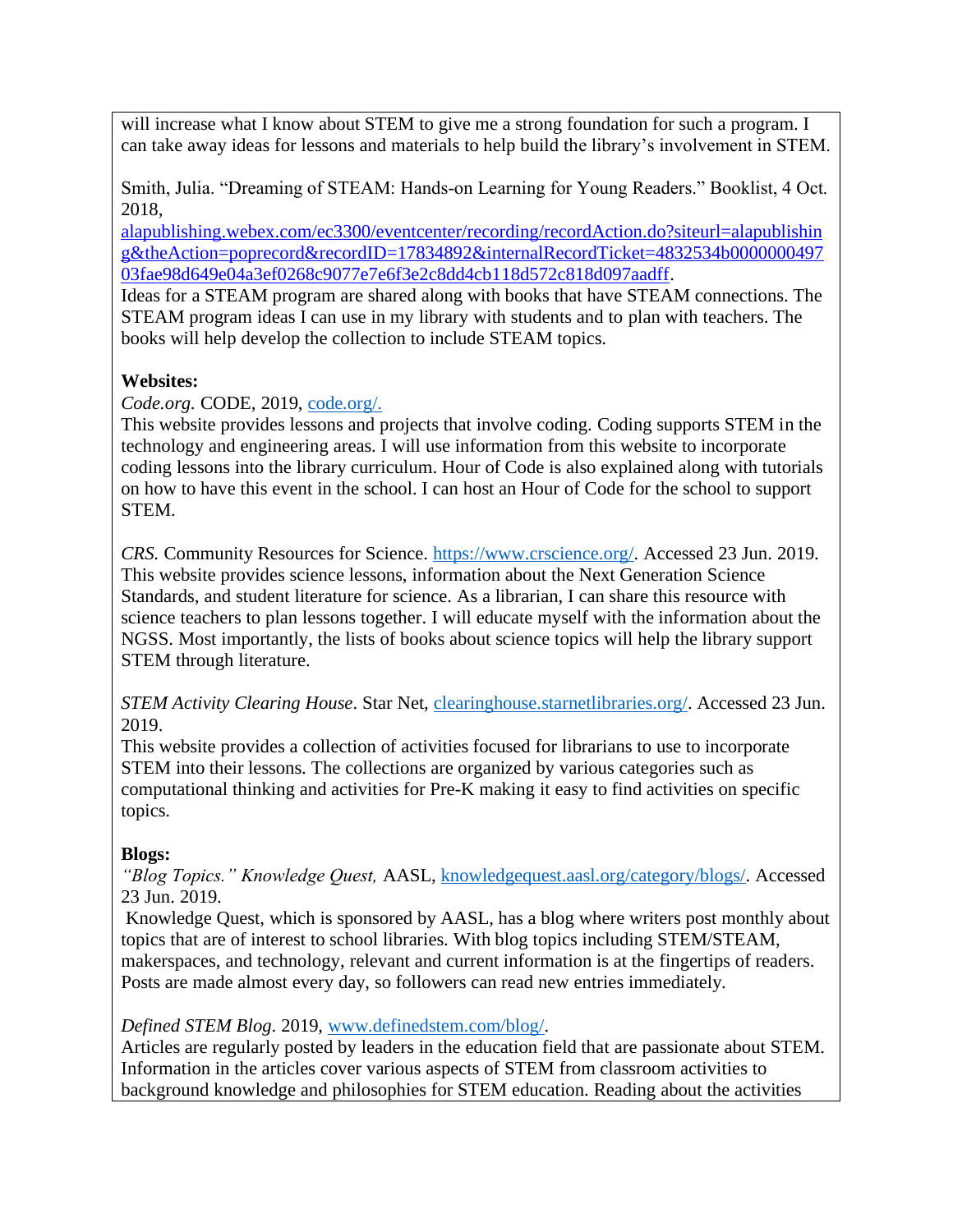will increase what I know about STEM to give me a strong foundation for such a program. I can take away ideas for lessons and materials to help build the library's involvement in STEM.

Smith, Julia. "Dreaming of STEAM: Hands-on Learning for Young Readers." Booklist, 4 Oct. 2018, alapublishing.webex.com/ec3300/eventcenter/recording/recordAction.do?siteurl=alapublishing&theAction=poprecord&recordID=17834892&internalRecordTicket=4832534b000000049703fae98d649e04a3ef0268c9077e7e6f3e2c8dd4cb118d572c818d097aadff.
Ideas for a STEAM program are shared along with books that have STEAM connections. The STEAM program ideas I can use in my library with students and to plan with teachers. The books will help develop the collection to include STEAM topics.

**Websites:**

*Code.org*. CODE, 2019, code.org/.
This website provides lessons and projects that involve coding. Coding supports STEM in the technology and engineering areas. I will use information from this website to incorporate coding lessons into the library curriculum. Hour of Code is also explained along with tutorials on how to have this event in the school. I can host an Hour of Code for the school to support STEM.

*CRS.* Community Resources for Science. https://www.crscience.org/. Accessed 23 Jun. 2019.
This website provides science lessons, information about the Next Generation Science Standards, and student literature for science. As a librarian, I can share this resource with science teachers to plan lessons together. I will educate myself with the information about the NGSS. Most importantly, the lists of books about science topics will help the library support STEM through literature.

*STEM Activity Clearing House*. Star Net, clearinghouse.starnetlibraries.org/. Accessed 23 Jun. 2019.
This website provides a collection of activities focused for librarians to use to incorporate STEM into their lessons. The collections are organized by various categories such as computational thinking and activities for Pre-K making it easy to find activities on specific topics.

**Blogs:**

*"Blog Topics." Knowledge Quest,* AASL, knowledgequest.aasl.org/category/blogs/. Accessed 23 Jun. 2019.
Knowledge Quest, which is sponsored by AASL, has a blog where writers post monthly about topics that are of interest to school libraries. With blog topics including STEM/STEAM, makerspaces, and technology, relevant and current information is at the fingertips of readers. Posts are made almost every day, so followers can read new entries immediately.

*Defined STEM Blog*. 2019, www.definedstem.com/blog/.
Articles are regularly posted by leaders in the education field that are passionate about STEM. Information in the articles cover various aspects of STEM from classroom activities to background knowledge and philosophies for STEM education. Reading about the activities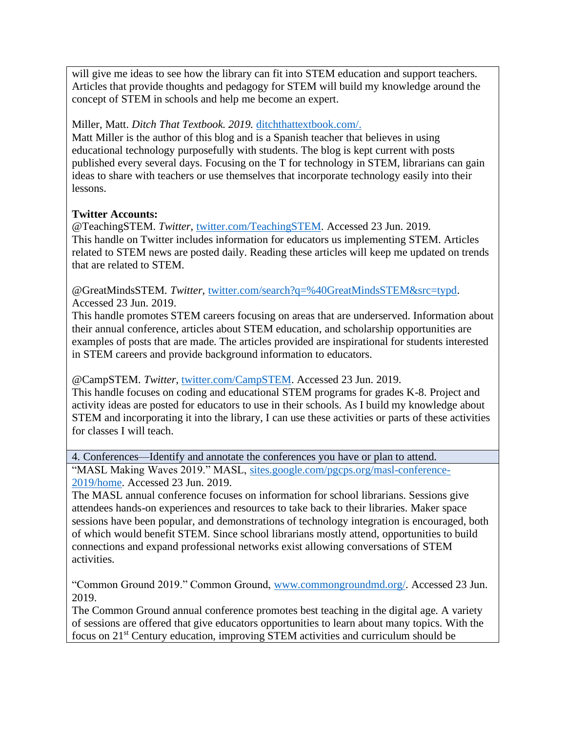will give me ideas to see how the library can fit into STEM education and support teachers. Articles that provide thoughts and pedagogy for STEM will build my knowledge around the concept of STEM in schools and help me become an expert.

Miller, Matt. *Ditch That Textbook. 2019.* [ditchthattextbook.com/.](ditchthattextbook.com/)
Matt Miller is the author of this blog and is a Spanish teacher that believes in using educational technology purposefully with students. The blog is kept current with posts published every several days. Focusing on the T for technology in STEM, librarians can gain ideas to share with teachers or use themselves that incorporate technology easily into their lessons.

**Twitter Accounts:**
@TeachingSTEM. *Twitter*, [twitter.com/TeachingSTEM](twitter.com/TeachingSTEM). Accessed 23 Jun. 2019.
This handle on Twitter includes information for educators us implementing STEM. Articles related to STEM news are posted daily. Reading these articles will keep me updated on trends that are related to STEM.

@GreatMindsSTEM. *Twitter*, [twitter.com/search?q=%40GreatMindsSTEM&src=typd](twitter.com/search?q=%40GreatMindsSTEM&src=typd). Accessed 23 Jun. 2019.
This handle promotes STEM careers focusing on areas that are underserved. Information about their annual conference, articles about STEM education, and scholarship opportunities are examples of posts that are made. The articles provided are inspirational for students interested in STEM careers and provide background information to educators.

@CampSTEM. *Twitter*, [twitter.com/CampSTEM](twitter.com/CampSTEM). Accessed 23 Jun. 2019.
This handle focuses on coding and educational STEM programs for grades K-8. Project and activity ideas are posted for educators to use in their schools. As I build my knowledge about STEM and incorporating it into the library, I can use these activities or parts of these activities for classes I will teach.

4. Conferences—Identify and annotate the conferences you have or plan to attend.

"MASL Making Waves 2019." MASL, [sites.google.com/pgcps.org/masl-conference-2019/home](sites.google.com/pgcps.org/masl-conference-2019/home). Accessed 23 Jun. 2019.
The MASL annual conference focuses on information for school librarians. Sessions give attendees hands-on experiences and resources to take back to their libraries. Maker space sessions have been popular, and demonstrations of technology integration is encouraged, both of which would benefit STEM. Since school librarians mostly attend, opportunities to build connections and expand professional networks exist allowing conversations of STEM activities.

"Common Ground 2019." Common Ground, [www.commongroundmd.org/](www.commongroundmd.org/). Accessed 23 Jun. 2019.
The Common Ground annual conference promotes best teaching in the digital age. A variety of sessions are offered that give educators opportunities to learn about many topics. With the focus on 21st Century education, improving STEM activities and curriculum should be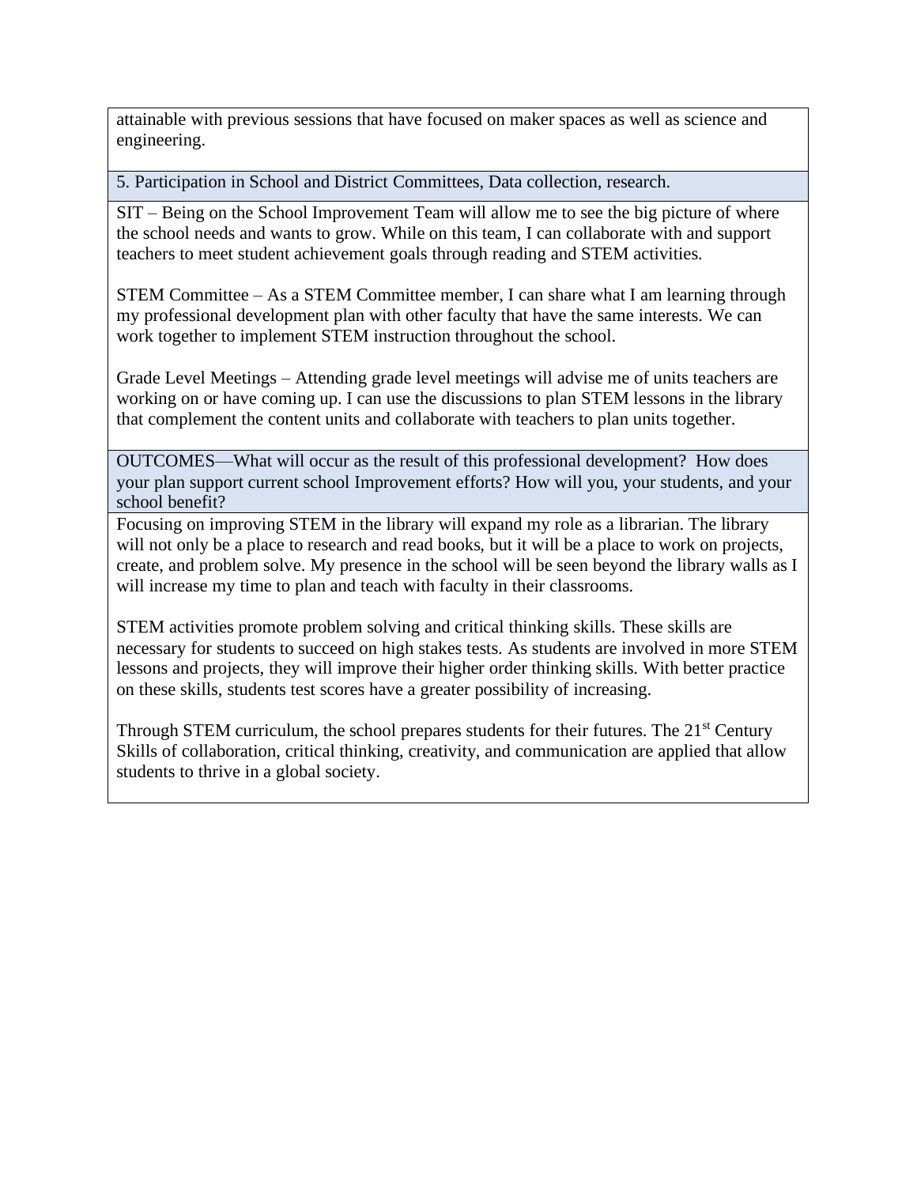| |
|---|
| attainable with previous sessions that have focused on maker spaces as well as science and engineering. |
| 5. Participation in School and District Committees, Data collection, research. |
| SIT – Being on the School Improvement Team will allow me to see the big picture of where the school needs and wants to grow. While on this team, I can collaborate with and support teachers to meet student achievement goals through reading and STEM activities.<br><br>STEM Committee – As a STEM Committee member, I can share what I am learning through my professional development plan with other faculty that have the same interests. We can work together to implement STEM instruction throughout the school.<br><br>Grade Level Meetings – Attending grade level meetings will advise me of units teachers are working on or have coming up. I can use the discussions to plan STEM lessons in the library that complement the content units and collaborate with teachers to plan units together. |
| OUTCOMES—What will occur as the result of this professional development? How does your plan support current school Improvement efforts? How will you, your students, and your school benefit? |
| Focusing on improving STEM in the library will expand my role as a librarian. The library will not only be a place to research and read books, but it will be a place to work on projects, create, and problem solve. My presence in the school will be seen beyond the library walls as I will increase my time to plan and teach with faculty in their classrooms.<br><br>STEM activities promote problem solving and critical thinking skills. These skills are necessary for students to succeed on high stakes tests. As students are involved in more STEM lessons and projects, they will improve their higher order thinking skills. With better practice on these skills, students test scores have a greater possibility of increasing.<br><br>Through STEM curriculum, the school prepares students for their futures. The 21st Century Skills of collaboration, critical thinking, creativity, and communication are applied that allow students to thrive in a global society. |